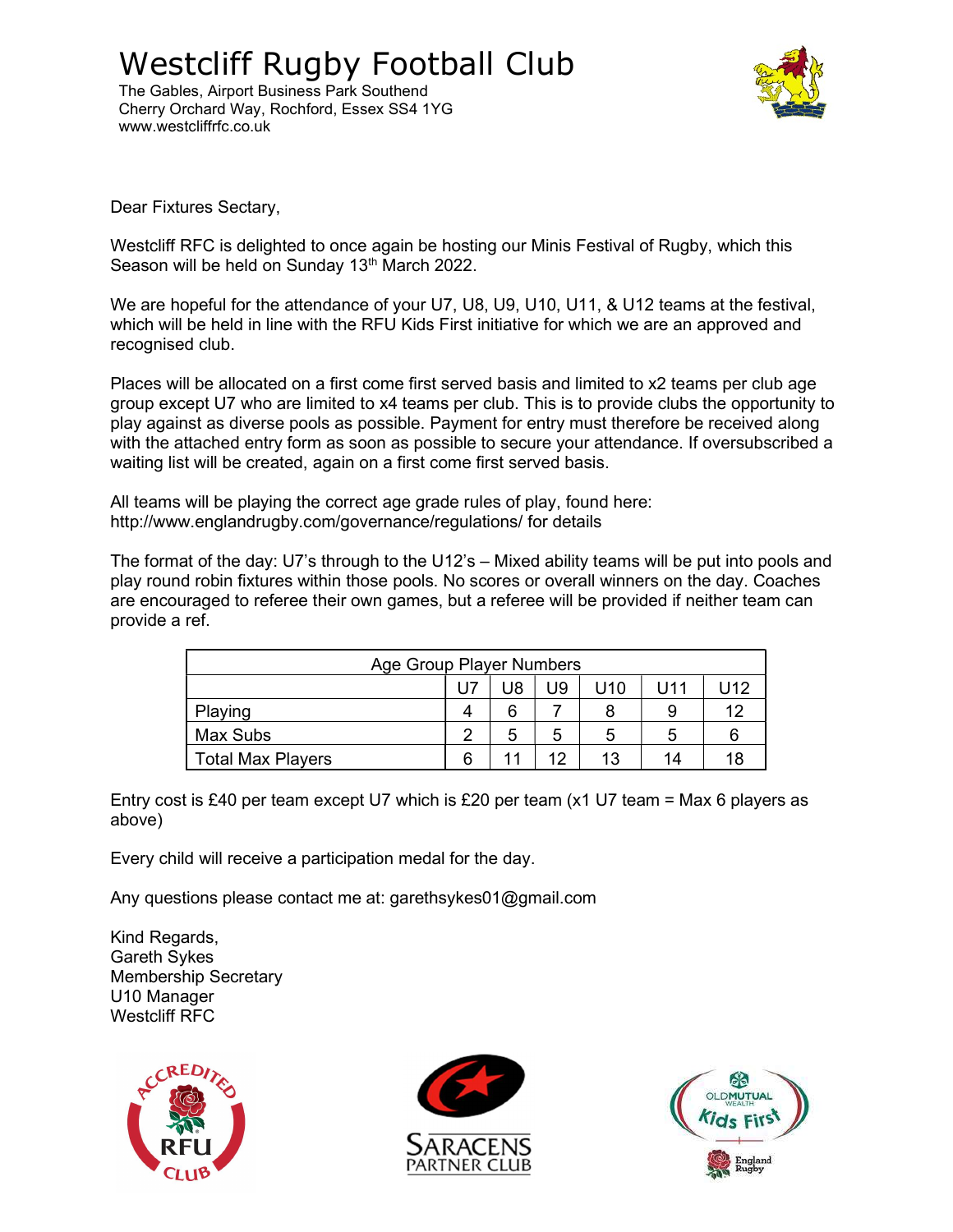# Westcliff Rugby Football Club

The Gables, Airport Business Park Southend
Cherry Orchard Way, Rochford, Essex SS4 1YG
www.westcliffrfc.co.uk

Dear Fixtures Sectary,

Westcliff RFC is delighted to once again be hosting our Minis Festival of Rugby, which this Season will be held on Sunday 13th March 2022.

We are hopeful for the attendance of your U7, U8, U9, U10, U11, & U12 teams at the festival, which will be held in line with the RFU Kids First initiative for which we are an approved and recognised club.

Places will be allocated on a first come first served basis and limited to x2 teams per club age group except U7 who are limited to x4 teams per club. This is to provide clubs the opportunity to play against as diverse pools as possible. Payment for entry must therefore be received along with the attached entry form as soon as possible to secure your attendance. If oversubscribed a waiting list will be created, again on a first come first served basis.

All teams will be playing the correct age grade rules of play, found here: http://www.englandrugby.com/governance/regulations/ for details

The format of the day: U7's through to the U12's – Mixed ability teams will be put into pools and play round robin fixtures within those pools. No scores or overall winners on the day. Coaches are encouraged to referee their own games, but a referee will be provided if neither team can provide a ref.

| Age Group Player Numbers | | | | | | |
|---|---|---|---|---|---|---|
| | U7 | U8 | U9 | U10 | U11 | U12 |
| Playing | 4 | 6 | 7 | 8 | 9 | 12 |
| Max Subs | 2 | 5 | 5 | 5 | 5 | 6 |
| Total Max Players | 6 | 11 | 12 | 13 | 14 | 18 |

Entry cost is £40 per team except U7 which is £20 per team (x1 U7 team = Max 6 players as above)

Every child will receive a participation medal for the day.

Any questions please contact me at: garethsykes01@gmail.com

Kind Regards,
Gareth Sykes
Membership Secretary
U10 Manager
Westcliff RFC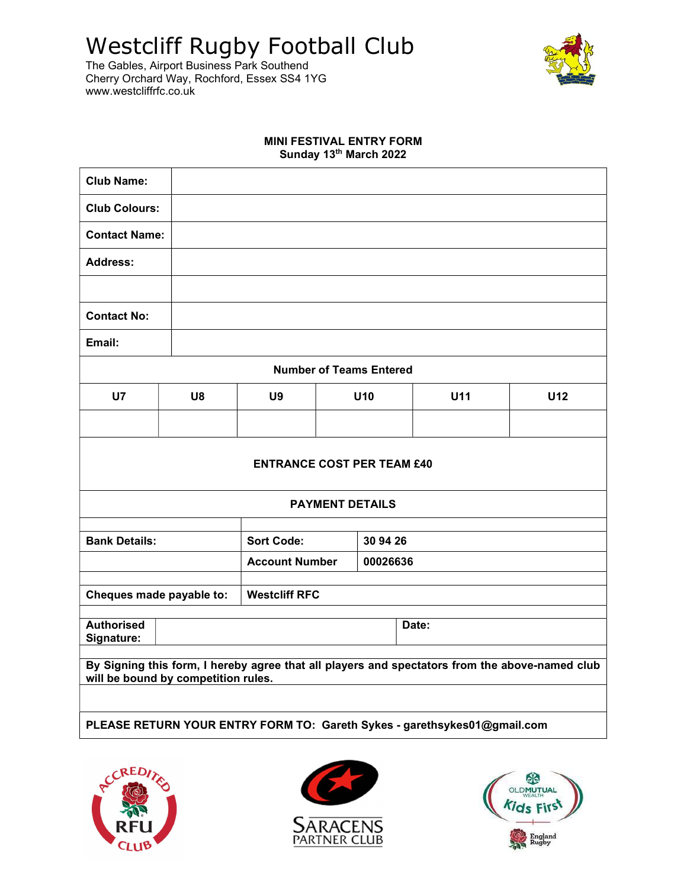# Westcliff Rugby Football Club

The Gables, Airport Business Park Southend
Cherry Orchard Way, Rochford, Essex SS4 1YG
www.westcliffrfc.co.uk

**MINI FESTIVAL ENTRY FORM**
**Sunday 13th March 2022**

| | |
|---|---|
| **Club Name:** | |
| **Club Colours:** | |
| **Contact Name:** | |
| **Address:** | |
| | |
| **Contact No:** | |
| **Email:** | |

**Number of Teams Entered**

| U7 | U8 | U9 | U10 | U11 | U12 |
|---|---|---|---|---|---|
| | | | | | |

**ENTRANCE COST PER TEAM £40**

**PAYMENT DETAILS**

| | | |
|---|---|---|
| **Bank Details:** | **Sort Code:** | **30 94 26** |
| | **Account Number** | **00026636** |
| **Cheques made payable to:** | **Westcliff RFC** | |

| | | |
|---|---|---|
| **Authorised Signature:** | | **Date:** |

**By Signing this form, I hereby agree that all players and spectators from the above-named club will be bound by competition rules.**

**PLEASE RETURN YOUR ENTRY FORM TO: Gareth Sykes - garethsykes01@gmail.com**